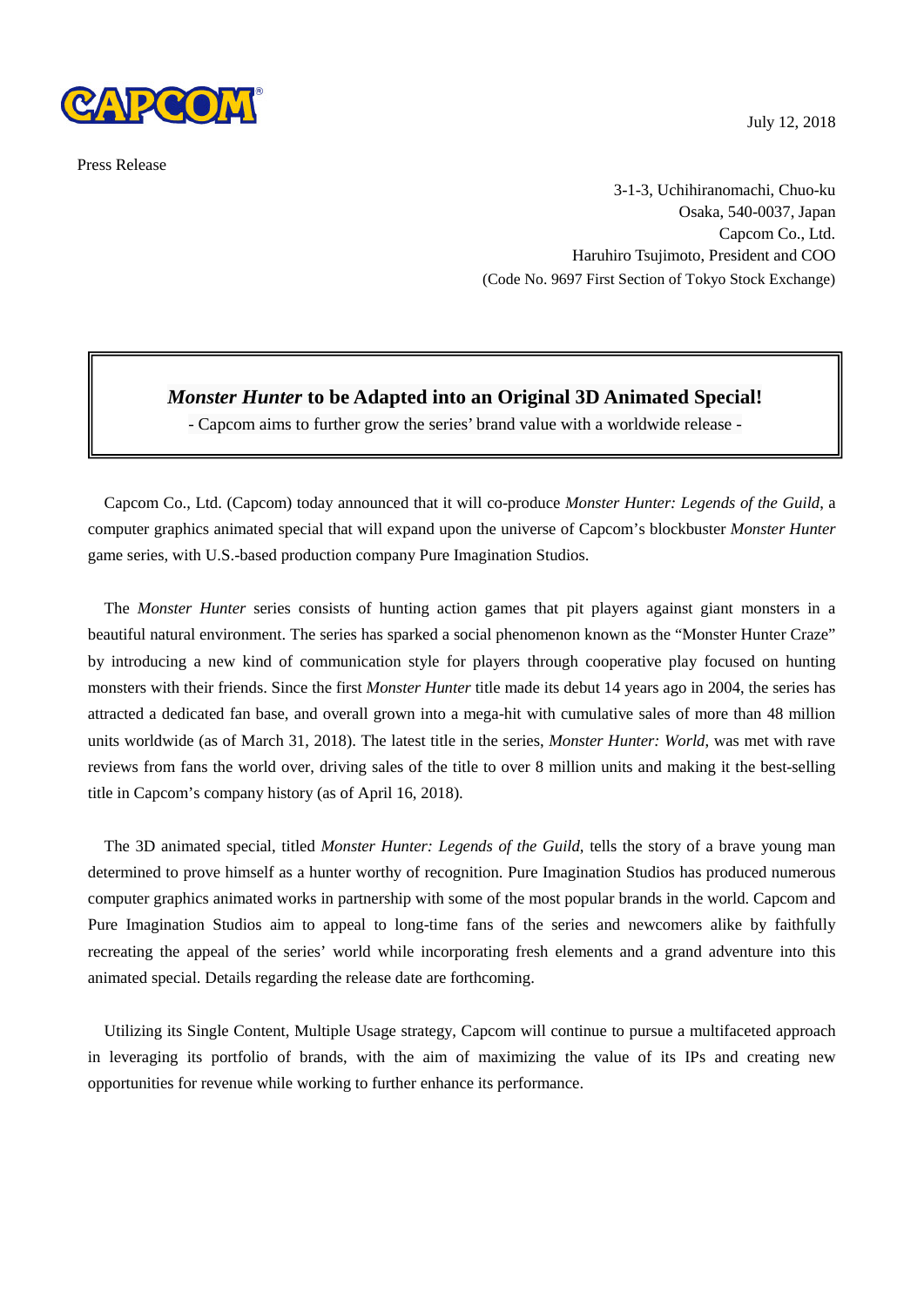CAPCOM

July 12, 2018

Press Release

3-1-3, Uchihiranomachi, Chuo-ku
Osaka, 540-0037, Japan
Capcom Co., Ltd.
Haruhiro Tsujimoto, President and COO
(Code No. 9697 First Section of Tokyo Stock Exchange)

# *Monster Hunter* to be Adapted into an Original 3D Animated Special!

- Capcom aims to further grow the series' brand value with a worldwide release -

Capcom Co., Ltd. (Capcom) today announced that it will co-produce *Monster Hunter: Legends of the Guild*, a computer graphics animated special that will expand upon the universe of Capcom's blockbuster *Monster Hunter* game series, with U.S.-based production company Pure Imagination Studios.

The *Monster Hunter* series consists of hunting action games that pit players against giant monsters in a beautiful natural environment. The series has sparked a social phenomenon known as the "Monster Hunter Craze" by introducing a new kind of communication style for players through cooperative play focused on hunting monsters with their friends. Since the first *Monster Hunter* title made its debut 14 years ago in 2004, the series has attracted a dedicated fan base, and overall grown into a mega-hit with cumulative sales of more than 48 million units worldwide (as of March 31, 2018). The latest title in the series, *Monster Hunter: World*, was met with rave reviews from fans the world over, driving sales of the title to over 8 million units and making it the best-selling title in Capcom's company history (as of April 16, 2018).

The 3D animated special, titled *Monster Hunter: Legends of the Guild*, tells the story of a brave young man determined to prove himself as a hunter worthy of recognition. Pure Imagination Studios has produced numerous computer graphics animated works in partnership with some of the most popular brands in the world. Capcom and Pure Imagination Studios aim to appeal to long-time fans of the series and newcomers alike by faithfully recreating the appeal of the series' world while incorporating fresh elements and a grand adventure into this animated special. Details regarding the release date are forthcoming.

Utilizing its Single Content, Multiple Usage strategy, Capcom will continue to pursue a multifaceted approach in leveraging its portfolio of brands, with the aim of maximizing the value of its IPs and creating new opportunities for revenue while working to further enhance its performance.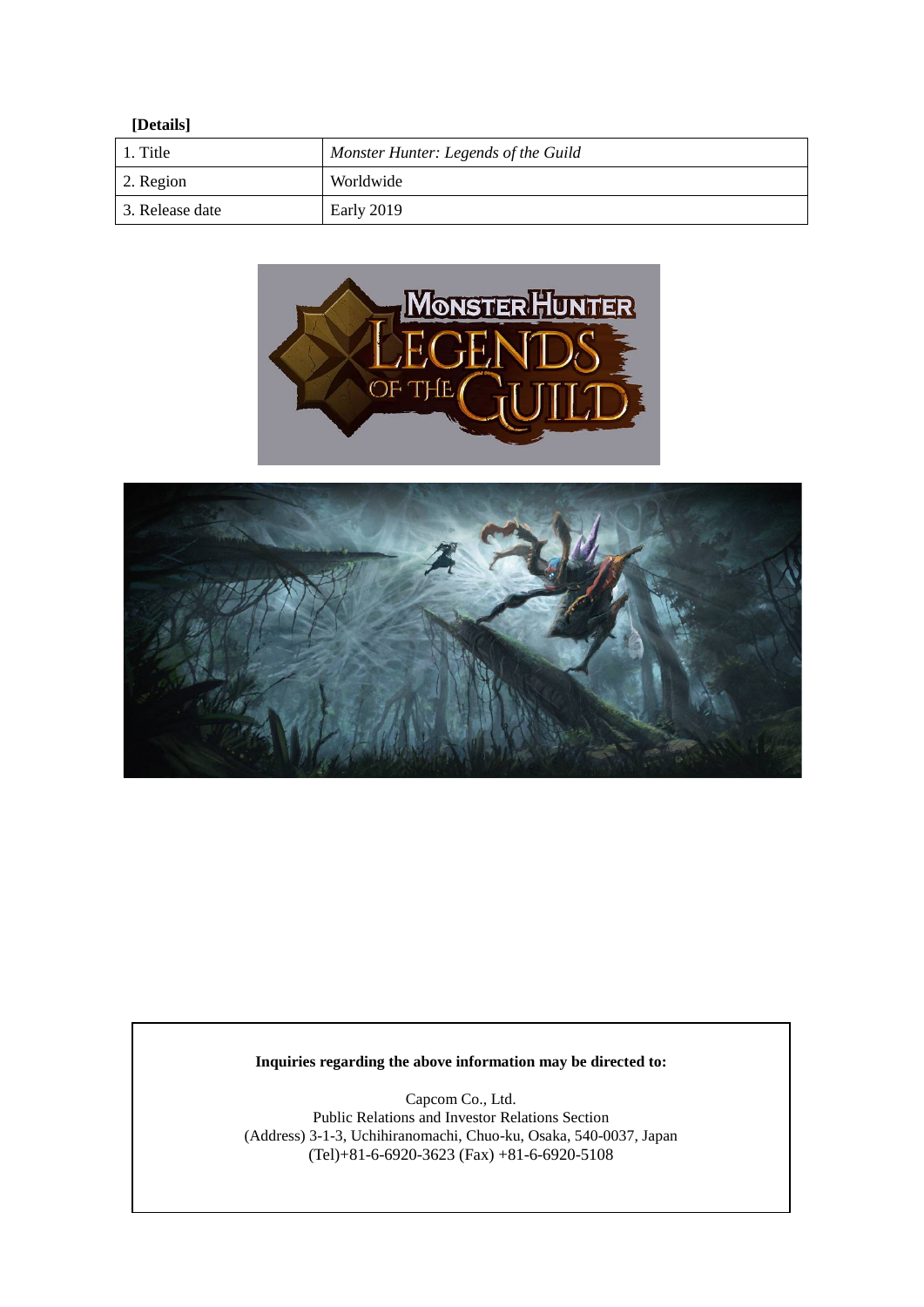**[Details]**

| | |
|---|---|
| 1. Title | *Monster Hunter: Legends of the Guild* |
| 2. Region | Worldwide |
| 3. Release date | Early 2019 |

**Inquiries regarding the above information may be directed to:**

Capcom Co., Ltd.
Public Relations and Investor Relations Section
(Address) 3-1-3, Uchihiranomachi, Chuo-ku, Osaka, 540-0037, Japan
(Tel)+81-6-6920-3623 (Fax) +81-6-6920-5108